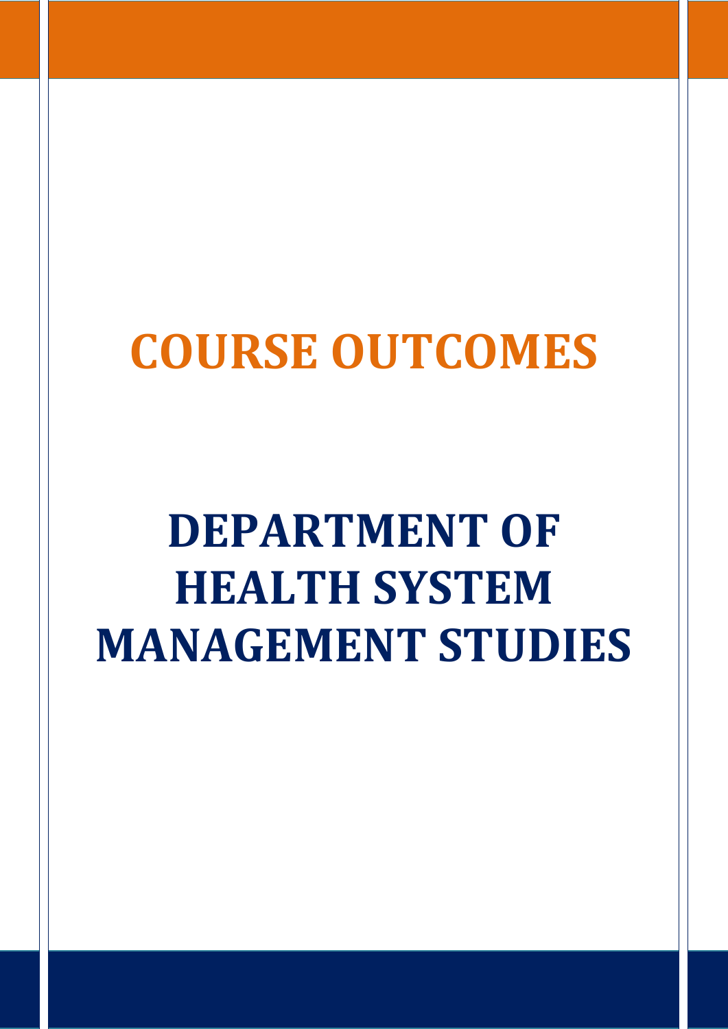# COURSE OUTCOMES

# DEPARTMENT OF HEALTH SYSTEM MANAGEMENT STUDIES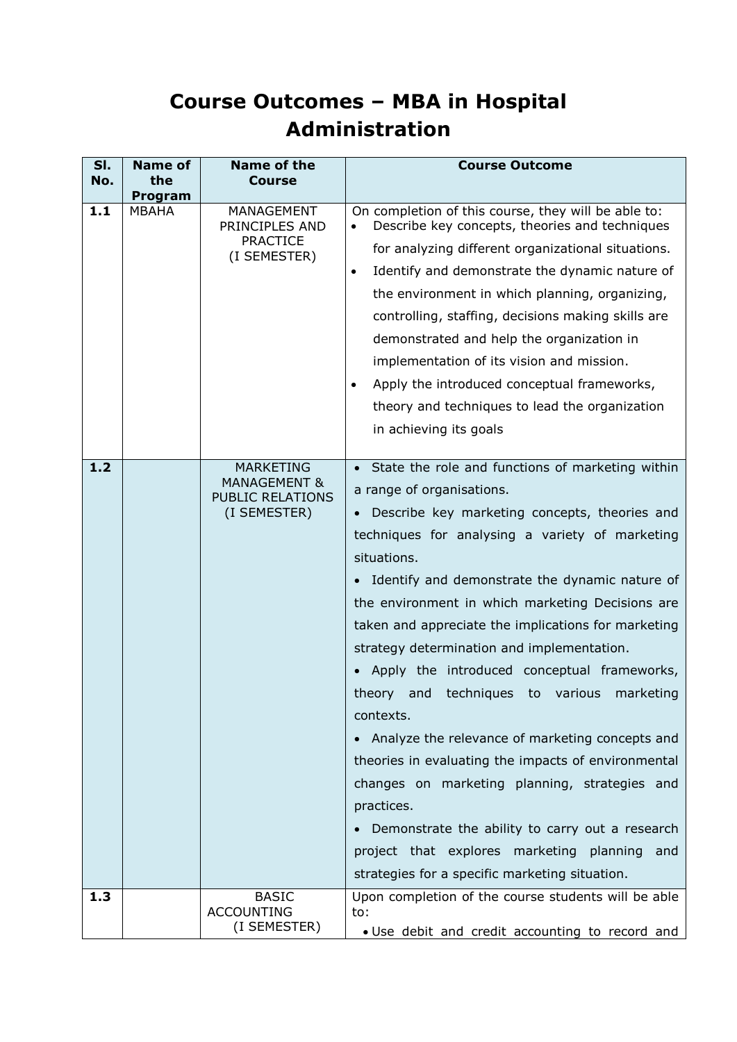# Course Outcomes – MBA in Hospital Administration

| Sl. No. | Name of the Program | Name of the Course | Course Outcome |
|---|---|---|---|
| 1.1 | MBAHA | MANAGEMENT PRINCIPLES AND PRACTICE (I SEMESTER) | On completion of this course, they will be able to:<br>• Describe key concepts, theories and techniques for analyzing different organizational situations.<br>• Identify and demonstrate the dynamic nature of the environment in which planning, organizing, controlling, staffing, decisions making skills are demonstrated and help the organization in implementation of its vision and mission.<br>• Apply the introduced conceptual frameworks, theory and techniques to lead the organization in achieving its goals |
| 1.2 | | MARKETING MANAGEMENT & PUBLIC RELATIONS (I SEMESTER) | • State the role and functions of marketing within a range of organisations.<br>• Describe key marketing concepts, theories and techniques for analysing a variety of marketing situations.<br>• Identify and demonstrate the dynamic nature of the environment in which marketing Decisions are taken and appreciate the implications for marketing strategy determination and implementation.<br>• Apply the introduced conceptual frameworks, theory and techniques to various marketing contexts.<br>• Analyze the relevance of marketing concepts and theories in evaluating the impacts of environmental changes on marketing planning, strategies and practices.<br>• Demonstrate the ability to carry out a research project that explores marketing planning and strategies for a specific marketing situation. |
| 1.3 | | BASIC ACCOUNTING (I SEMESTER) | Upon completion of the course students will be able to:<br>• Use debit and credit accounting to record and |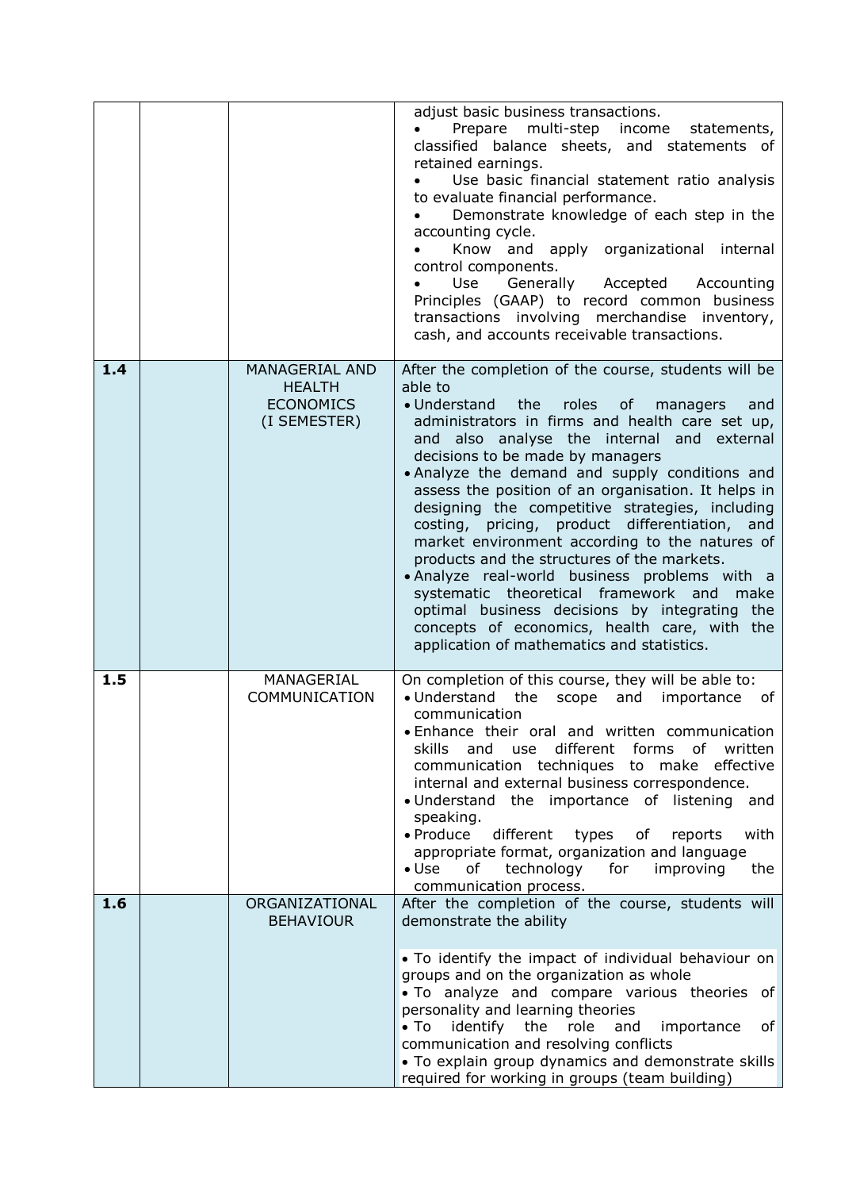| | | | |
|---|---|---|---|
| | | | adjust basic business transactions.<br>• Prepare multi-step income statements, classified balance sheets, and statements of retained earnings.<br>• Use basic financial statement ratio analysis to evaluate financial performance.<br>• Demonstrate knowledge of each step in the accounting cycle.<br>• Know and apply organizational internal control components.<br>• Use Generally Accepted Accounting Principles (GAAP) to record common business transactions involving merchandise inventory, cash, and accounts receivable transactions. |
| **1.4** | | MANAGERIAL AND HEALTH ECONOMICS (I SEMESTER) | After the completion of the course, students will be able to<br>• Understand the roles of managers and administrators in firms and health care set up, and also analyse the internal and external decisions to be made by managers<br>• Analyze the demand and supply conditions and assess the position of an organisation. It helps in designing the competitive strategies, including costing, pricing, product differentiation, and market environment according to the natures of products and the structures of the markets.<br>• Analyze real-world business problems with a systematic theoretical framework and make optimal business decisions by integrating the concepts of economics, health care, with the application of mathematics and statistics. |
| **1.5** | | MANAGERIAL COMMUNICATION | On completion of this course, they will be able to:<br>• Understand the scope and importance of communication<br>• Enhance their oral and written communication skills and use different forms of written communication techniques to make effective internal and external business correspondence.<br>• Understand the importance of listening and speaking.<br>• Produce different types of reports with appropriate format, organization and language<br>• Use of technology for improving the communication process. |
| **1.6** | | ORGANIZATIONAL BEHAVIOUR | After the completion of the course, students will demonstrate the ability<br><br>• To identify the impact of individual behaviour on groups and on the organization as whole<br>• To analyze and compare various theories of personality and learning theories<br>• To identify the role and importance of communication and resolving conflicts<br>• To explain group dynamics and demonstrate skills required for working in groups (team building) |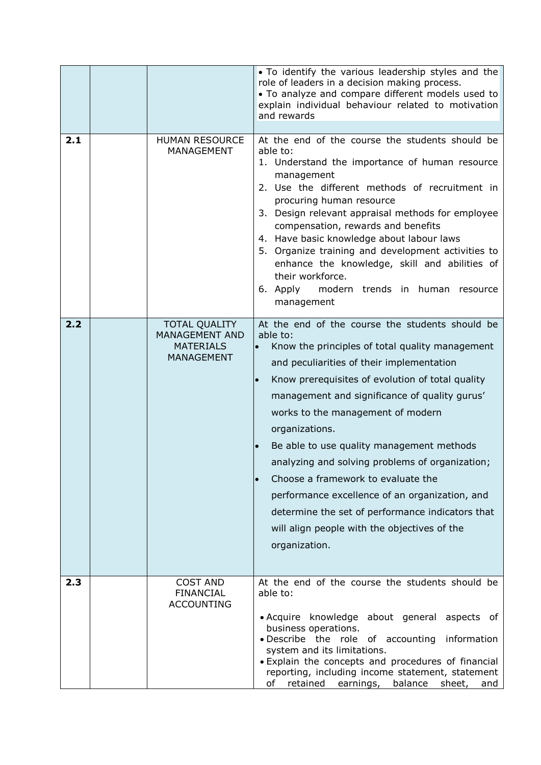| | | | |
|---|---|---|---|
| | | | • To identify the various leadership styles and the role of leaders in a decision making process.<br>• To analyze and compare different models used to explain individual behaviour related to motivation and rewards |
| **2.1** | | HUMAN RESOURCE MANAGEMENT | At the end of the course the students should be able to:<br>1. Understand the importance of human resource management<br>2. Use the different methods of recruitment in procuring human resource<br>3. Design relevant appraisal methods for employee compensation, rewards and benefits<br>4. Have basic knowledge about labour laws<br>5. Organize training and development activities to enhance the knowledge, skill and abilities of their workforce.<br>6. Apply modern trends in human resource management |
| **2.2** | | TOTAL QUALITY MANAGEMENT AND MATERIALS MANAGEMENT | At the end of the course the students should be able to:<br>• Know the principles of total quality management and peculiarities of their implementation<br>• Know prerequisites of evolution of total quality management and significance of quality gurus' works to the management of modern organizations.<br>• Be able to use quality management methods analyzing and solving problems of organization;<br>• Choose a framework to evaluate the performance excellence of an organization, and determine the set of performance indicators that will align people with the objectives of the organization. |
| **2.3** | | COST AND FINANCIAL ACCOUNTING | At the end of the course the students should be able to:<br>• Acquire knowledge about general aspects of business operations.<br>• Describe the role of accounting information system and its limitations.<br>• Explain the concepts and procedures of financial reporting, including income statement, statement of retained earnings, balance sheet, and |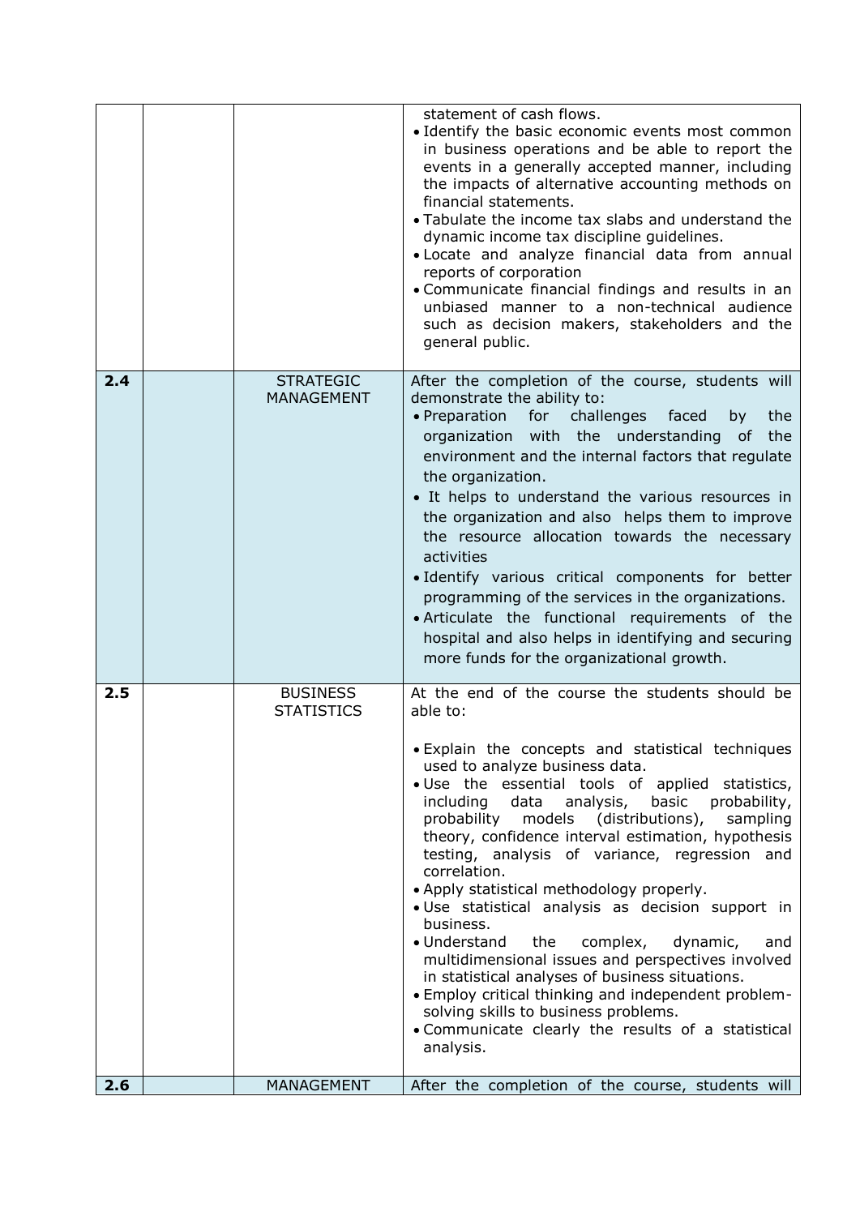|  |  |  |  |
|---|---|---|---|
|  |  |  | statement of cash flows.<br>• Identify the basic economic events most common in business operations and be able to report the events in a generally accepted manner, including the impacts of alternative accounting methods on financial statements.<br>• Tabulate the income tax slabs and understand the dynamic income tax discipline guidelines.<br>• Locate and analyze financial data from annual reports of corporation<br>• Communicate financial findings and results in an unbiased manner to a non-technical audience such as decision makers, stakeholders and the general public. |
| **2.4** |  | STRATEGIC MANAGEMENT | After the completion of the course, students will demonstrate the ability to:<br>• Preparation for challenges faced by the organization with the understanding of the environment and the internal factors that regulate the organization.<br>• It helps to understand the various resources in the organization and also helps them to improve the resource allocation towards the necessary activities<br>• Identify various critical components for better programming of the services in the organizations.<br>• Articulate the functional requirements of the hospital and also helps in identifying and securing more funds for the organizational growth. |
| **2.5** |  | BUSINESS STATISTICS | At the end of the course the students should be able to:<br>• Explain the concepts and statistical techniques used to analyze business data.<br>• Use the essential tools of applied statistics, including data analysis, basic probability, probability models (distributions), sampling theory, confidence interval estimation, hypothesis testing, analysis of variance, regression and correlation.<br>• Apply statistical methodology properly.<br>• Use statistical analysis as decision support in business.<br>• Understand the complex, dynamic, and multidimensional issues and perspectives involved in statistical analyses of business situations.<br>• Employ critical thinking and independent problem-solving skills to business problems.<br>• Communicate clearly the results of a statistical analysis. |
| **2.6** |  | MANAGEMENT | After the completion of the course, students will |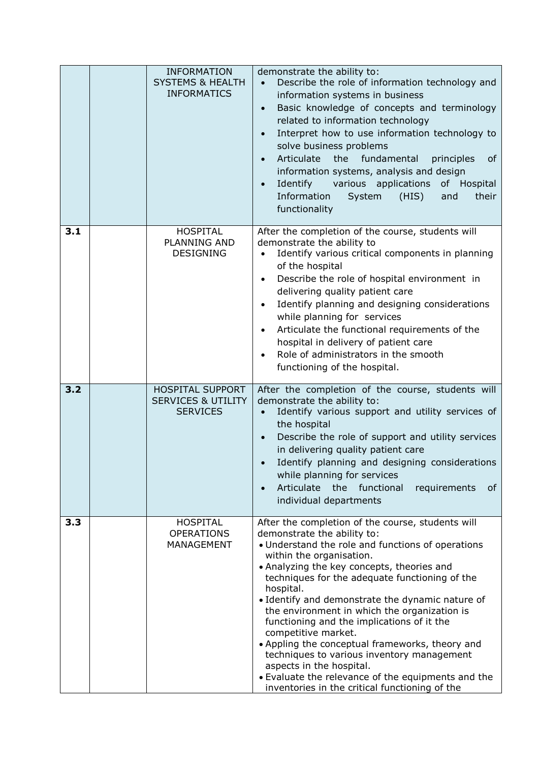|  |  |  |  |
|---|---|---|---|
|  |  | INFORMATION SYSTEMS & HEALTH INFORMATICS | demonstrate the ability to:<br>• Describe the role of information technology and information systems in business<br>• Basic knowledge of concepts and terminology related to information technology<br>• Interpret how to use information technology to solve business problems<br>• Articulate the fundamental principles of information systems, analysis and design<br>• Identify various applications of Hospital Information System (HIS) and their functionality |
| **3.1** |  | HOSPITAL PLANNING AND DESIGNING | After the completion of the course, students will demonstrate the ability to<br>• Identify various critical components in planning of the hospital<br>• Describe the role of hospital environment in delivering quality patient care<br>• Identify planning and designing considerations while planning for services<br>• Articulate the functional requirements of the hospital in delivery of patient care<br>• Role of administrators in the smooth functioning of the hospital. |
| **3.2** |  | HOSPITAL SUPPORT SERVICES & UTILITY SERVICES | After the completion of the course, students will demonstrate the ability to:<br>• Identify various support and utility services of the hospital<br>• Describe the role of support and utility services in delivering quality patient care<br>• Identify planning and designing considerations while planning for services<br>• Articulate the functional requirements of individual departments |
| **3.3** |  | HOSPITAL OPERATIONS MANAGEMENT | After the completion of the course, students will demonstrate the ability to:<br>• Understand the role and functions of operations within the organisation.<br>• Analyzing the key concepts, theories and techniques for the adequate functioning of the hospital.<br>• Identify and demonstrate the dynamic nature of the environment in which the organization is functioning and the implications of it the competitive market.<br>• Appling the conceptual frameworks, theory and techniques to various inventory management aspects in the hospital.<br>• Evaluate the relevance of the equipments and the inventories in the critical functioning of the |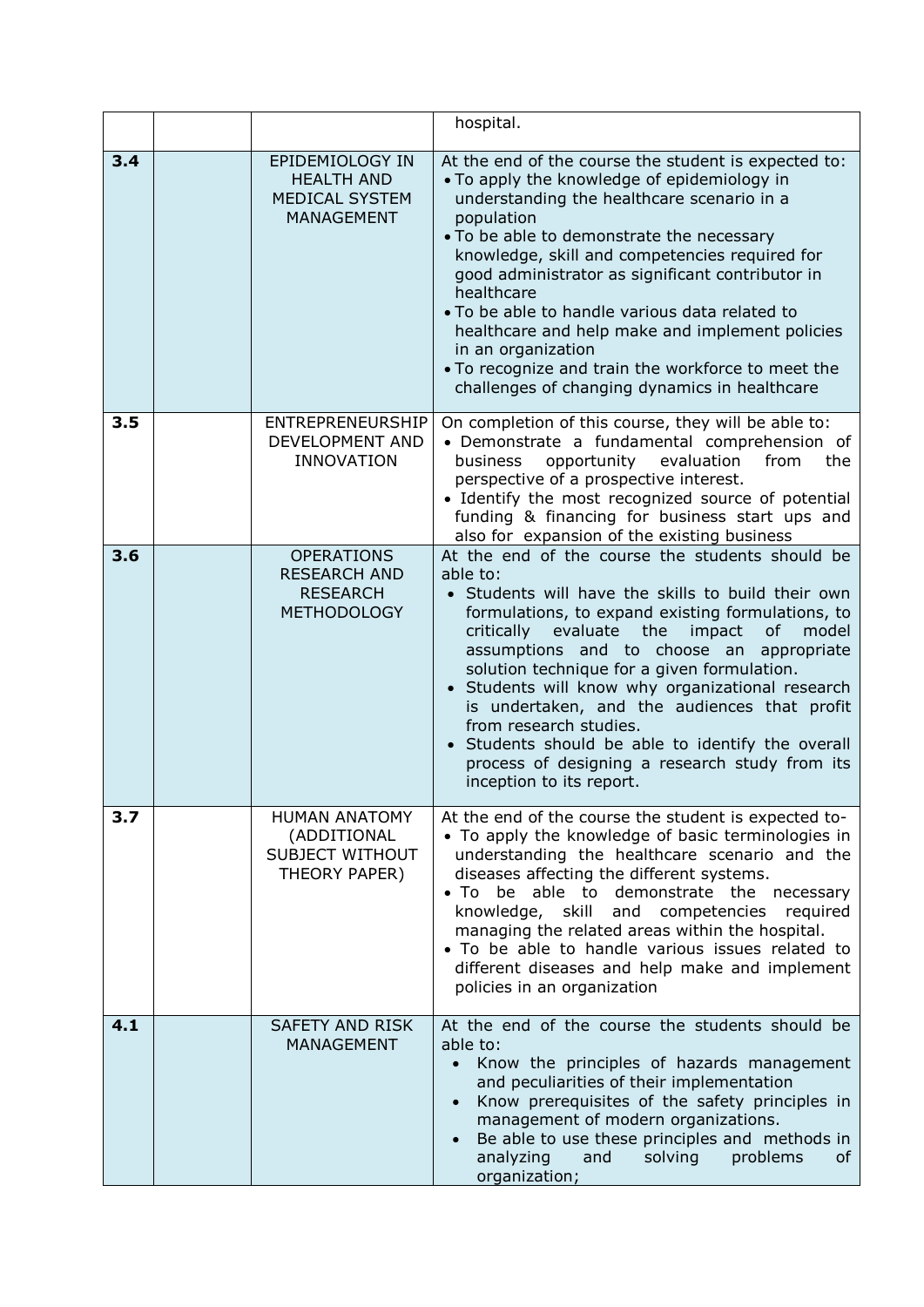| | | | |
|---|---|---|---|
| | | | hospital. |
| **3.4** | | EPIDEMIOLOGY IN HEALTH AND MEDICAL SYSTEM MANAGEMENT | At the end of the course the student is expected to:<br>• To apply the knowledge of epidemiology in understanding the healthcare scenario in a population<br>• To be able to demonstrate the necessary knowledge, skill and competencies required for good administrator as significant contributor in healthcare<br>• To be able to handle various data related to healthcare and help make and implement policies in an organization<br>• To recognize and train the workforce to meet the challenges of changing dynamics in healthcare |
| **3.5** | | ENTREPRENEURSHIP DEVELOPMENT AND INNOVATION | On completion of this course, they will be able to:<br>• Demonstrate a fundamental comprehension of business opportunity evaluation from the perspective of a prospective interest.<br>• Identify the most recognized source of potential funding & financing for business start ups and also for expansion of the existing business |
| **3.6** | | OPERATIONS RESEARCH AND RESEARCH METHODOLOGY | At the end of the course the students should be able to:<br>• Students will have the skills to build their own formulations, to expand existing formulations, to critically evaluate the impact of model assumptions and to choose an appropriate solution technique for a given formulation.<br>• Students will know why organizational research is undertaken, and the audiences that profit from research studies.<br>• Students should be able to identify the overall process of designing a research study from its inception to its report. |
| **3.7** | | HUMAN ANATOMY (ADDITIONAL SUBJECT WITHOUT THEORY PAPER) | At the end of the course the student is expected to-<br>• To apply the knowledge of basic terminologies in understanding the healthcare scenario and the diseases affecting the different systems.<br>• To be able to demonstrate the necessary knowledge, skill and competencies required managing the related areas within the hospital.<br>• To be able to handle various issues related to different diseases and help make and implement policies in an organization |
| **4.1** | | SAFETY AND RISK MANAGEMENT | At the end of the course the students should be able to:<br>• Know the principles of hazards management and peculiarities of their implementation<br>• Know prerequisites of the safety principles in management of modern organizations.<br>• Be able to use these principles and methods in analyzing and solving problems of organization; |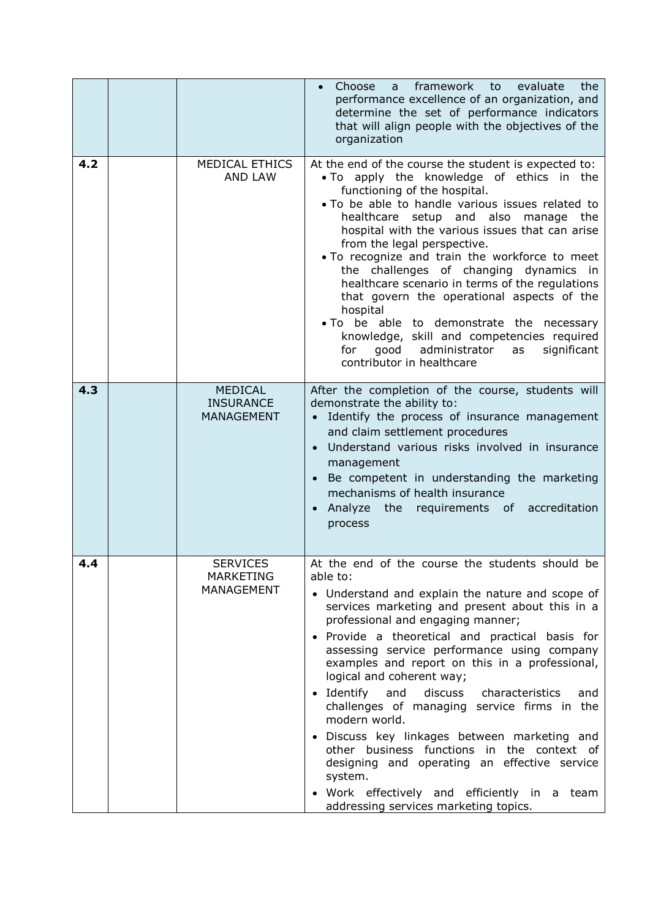| | | | |
|---|---|---|---|
| | | | • Choose a framework to evaluate the performance excellence of an organization, and determine the set of performance indicators that will align people with the objectives of the organization |
| **4.2** | | MEDICAL ETHICS AND LAW | At the end of the course the student is expected to:<br>• To apply the knowledge of ethics in the functioning of the hospital.<br>• To be able to handle various issues related to healthcare setup and also manage the hospital with the various issues that can arise from the legal perspective.<br>• To recognize and train the workforce to meet the challenges of changing dynamics in healthcare scenario in terms of the regulations that govern the operational aspects of the hospital<br>• To be able to demonstrate the necessary knowledge, skill and competencies required for good administrator as significant contributor in healthcare |
| **4.3** | | MEDICAL INSURANCE MANAGEMENT | After the completion of the course, students will demonstrate the ability to:<br>• Identify the process of insurance management and claim settlement procedures<br>• Understand various risks involved in insurance management<br>• Be competent in understanding the marketing mechanisms of health insurance<br>• Analyze the requirements of accreditation process |
| **4.4** | | SERVICES MARKETING MANAGEMENT | At the end of the course the students should be able to:<br>• Understand and explain the nature and scope of services marketing and present about this in a professional and engaging manner;<br>• Provide a theoretical and practical basis for assessing service performance using company examples and report on this in a professional, logical and coherent way;<br>• Identify and discuss characteristics and challenges of managing service firms in the modern world.<br>• Discuss key linkages between marketing and other business functions in the context of designing and operating an effective service system.<br>• Work effectively and efficiently in a team addressing services marketing topics. |